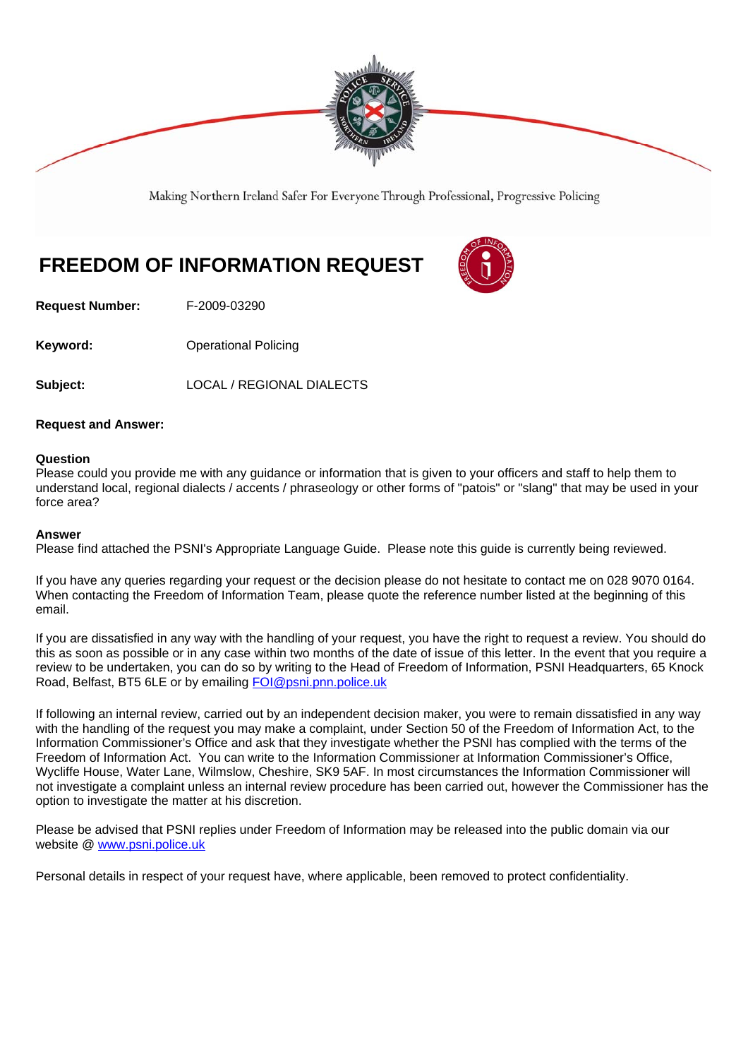Making Northern Ireland Safer For Everyone Through Professional, Progressive Policing

# FREEDOM OF INFORMATION REQUEST

**Request Number:** F-2009-03290

**Keyword:** Operational Policing

**Subject:** LOCAL / REGIONAL DIALECTS

**Request and Answer:**

**Question**
Please could you provide me with any guidance or information that is given to your officers and staff to help them to understand local, regional dialects / accents / phraseology or other forms of "patois" or "slang" that may be used in your force area?

**Answer**
Please find attached the PSNI's Appropriate Language Guide. Please note this guide is currently being reviewed.

If you have any queries regarding your request or the decision please do not hesitate to contact me on 028 9070 0164. When contacting the Freedom of Information Team, please quote the reference number listed at the beginning of this email.

If you are dissatisfied in any way with the handling of your request, you have the right to request a review. You should do this as soon as possible or in any case within two months of the date of issue of this letter. In the event that you require a review to be undertaken, you can do so by writing to the Head of Freedom of Information, PSNI Headquarters, 65 Knock Road, Belfast, BT5 6LE or by emailing FOI@psni.pnn.police.uk

If following an internal review, carried out by an independent decision maker, you were to remain dissatisfied in any way with the handling of the request you may make a complaint, under Section 50 of the Freedom of Information Act, to the Information Commissioner's Office and ask that they investigate whether the PSNI has complied with the terms of the Freedom of Information Act. You can write to the Information Commissioner at Information Commissioner's Office, Wycliffe House, Water Lane, Wilmslow, Cheshire, SK9 5AF. In most circumstances the Information Commissioner will not investigate a complaint unless an internal review procedure has been carried out, however the Commissioner has the option to investigate the matter at his discretion.

Please be advised that PSNI replies under Freedom of Information may be released into the public domain via our website @ www.psni.police.uk

Personal details in respect of your request have, where applicable, been removed to protect confidentiality.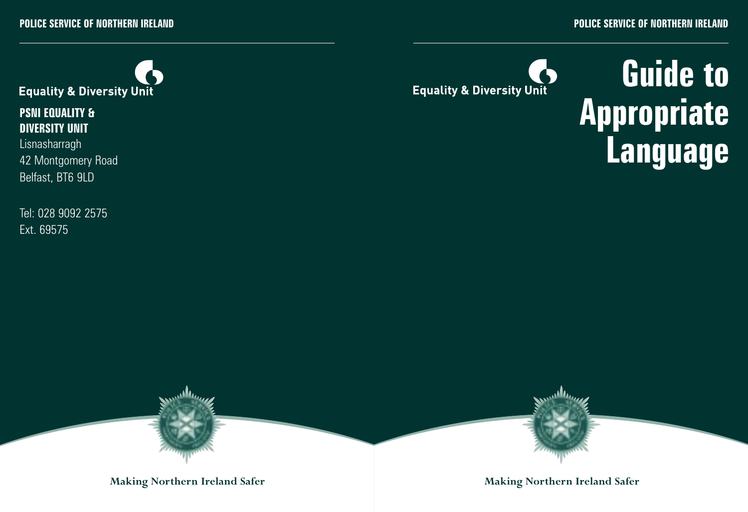Equality & Diversity Unit

**PSNI EQUALITY & DIVERSITY UNIT**

Lisnasharragh
42 Montgomery Road
Belfast, BT6 9LD

Tel: 028 9092 2575
Ext. 69575

Making Northern Ireland Safer

Equality & Diversity Unit

# Guide to Appropriate Language

Making Northern Ireland Safer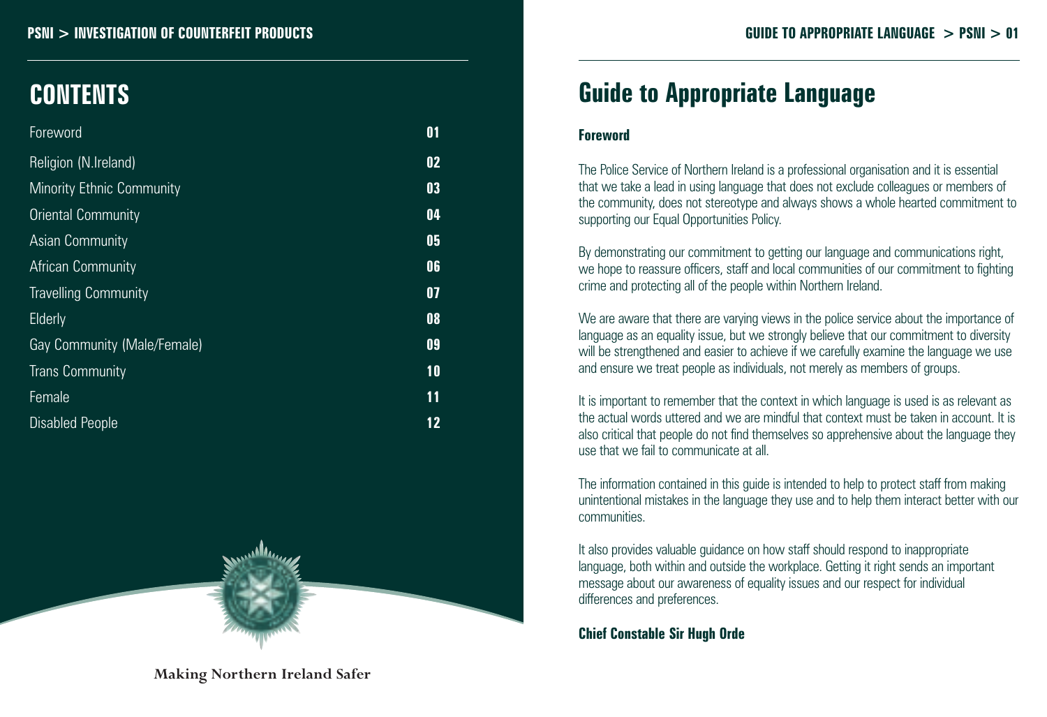# CONTENTS

| | |
|---|---|
| Foreword | 01 |
| Religion (N.Ireland) | 02 |
| Minority Ethnic Community | 03 |
| Oriental Community | 04 |
| Asian Community | 05 |
| African Community | 06 |
| Travelling Community | 07 |
| Elderly | 08 |
| Gay Community (Male/Female) | 09 |
| Trans Community | 10 |
| Female | 11 |
| Disabled People | 12 |

Making Northern Ireland Safer

# Guide to Appropriate Language

### Foreword

The Police Service of Northern Ireland is a professional organisation and it is essential that we take a lead in using language that does not exclude colleagues or members of the community, does not stereotype and always shows a whole hearted commitment to supporting our Equal Opportunities Policy.

By demonstrating our commitment to getting our language and communications right, we hope to reassure officers, staff and local communities of our commitment to fighting crime and protecting all of the people within Northern Ireland.

We are aware that there are varying views in the police service about the importance of language as an equality issue, but we strongly believe that our commitment to diversity will be strengthened and easier to achieve if we carefully examine the language we use and ensure we treat people as individuals, not merely as members of groups.

It is important to remember that the context in which language is used is as relevant as the actual words uttered and we are mindful that context must be taken in account. It is also critical that people do not find themselves so apprehensive about the language they use that we fail to communicate at all.

The information contained in this guide is intended to help to protect staff from making unintentional mistakes in the language they use and to help them interact better with our communities.

It also provides valuable guidance on how staff should respond to inappropriate language, both within and outside the workplace. Getting it right sends an important message about our awareness of equality issues and our respect for individual differences and preferences.

**Chief Constable Sir Hugh Orde**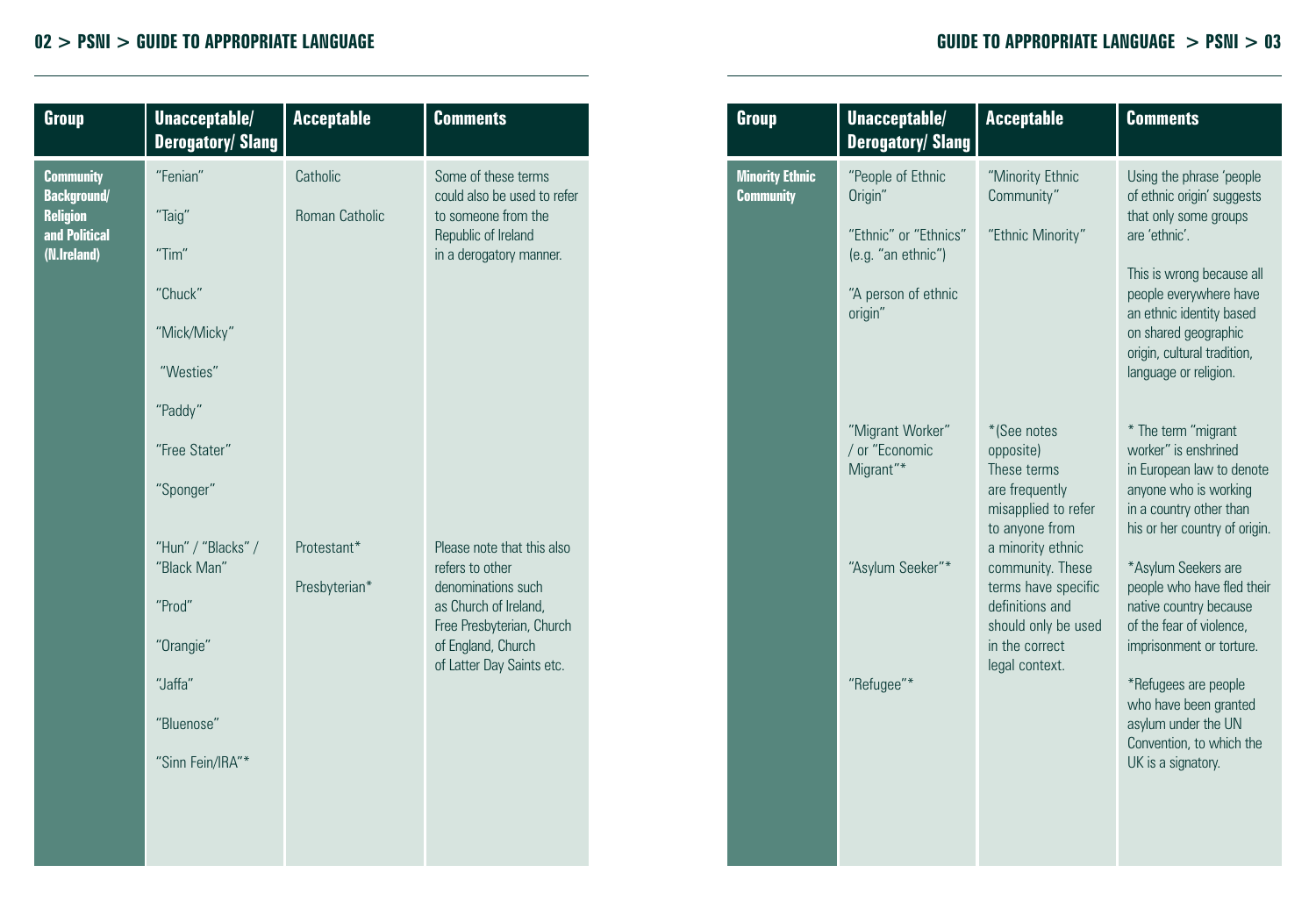| Group | Unacceptable/ Derogatory/ Slang | Acceptable | Comments |
|---|---|---|---|
| **Community Background/ Religion and Political (N.Ireland)** | "Fenian"<br>"Taig"<br>"Tim"<br>"Chuck"<br>"Mick/Micky"<br>"Westies"<br>"Paddy"<br>"Free Stater"<br>"Sponger" | Catholic<br>Roman Catholic | Some of these terms could also be used to refer to someone from the Republic of Ireland in a derogatory manner. |
| | "Hun" / "Blacks" / "Black Man"<br>"Prod"<br>"Orangie"<br>"Jaffa"<br>"Bluenose"<br>"Sinn Fein/IRA"* | Protestant*<br>Presbyterian* | Please note that this also refers to other denominations such as Church of Ireland, Free Presbyterian, Church of England, Church of Latter Day Saints etc. |

| Group | Unacceptable/ Derogatory/ Slang | Acceptable | Comments |
|---|---|---|---|
| **Minority Ethnic Community** | "People of Ethnic Origin"<br>"Ethnic" or "Ethnics" (e.g. "an ethnic")<br>"A person of ethnic origin" | "Minority Ethnic Community"<br>"Ethnic Minority" | Using the phrase 'people of ethnic origin' suggests that only some groups are 'ethnic'.<br>This is wrong because all people everywhere have an ethnic identity based on shared geographic origin, cultural tradition, language or religion. |
| | "Migrant Worker" / or "Economic Migrant"*<br>"Asylum Seeker"*<br>"Refugee"* | *(See notes opposite) These terms are frequently misapplied to refer to anyone from a minority ethnic community. These terms have specific definitions and should only be used in the correct legal context. | * The term "migrant worker" is enshrined in European law to denote anyone who is working in a country other than his or her country of origin.<br>*Asylum Seekers are people who have fled their native country because of the fear of violence, imprisonment or torture.<br>*Refugees are people who have been granted asylum under the UN Convention, to which the UK is a signatory. |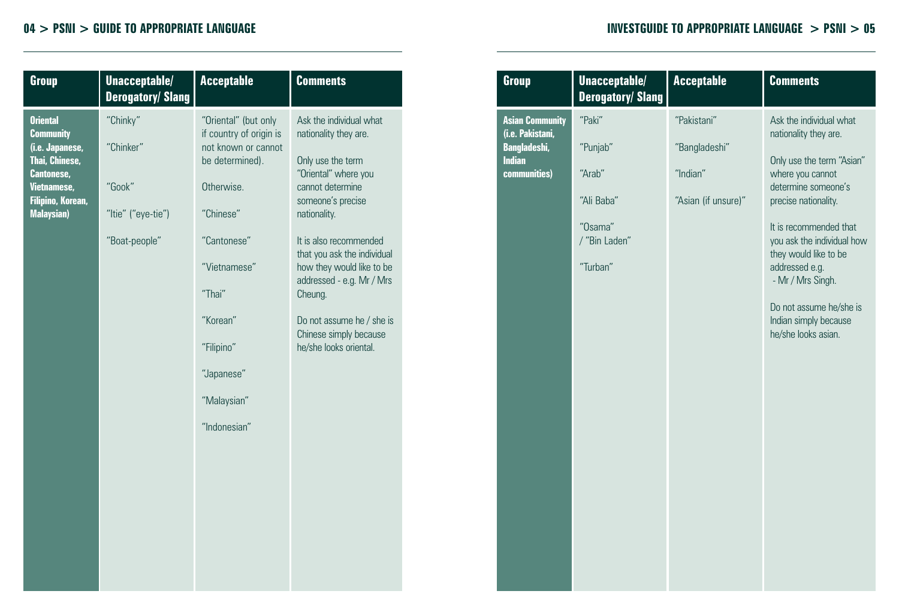| Group | Unacceptable/ Derogatory/ Slang | Acceptable | Comments |
|---|---|---|---|
| **Oriental Community (i.e. Japanese, Thai, Chinese, Cantonese, Vietnamese, Filipino, Korean, Malaysian)** | "Chinky"<br><br>"Chinker"<br><br>"Gook"<br><br>"Itie" ("eye-tie")<br><br>"Boat-people" | "Oriental" (but only if country of origin is not known or cannot be determined).<br><br>Otherwise.<br><br>"Chinese"<br><br>"Cantonese"<br><br>"Vietnamese"<br><br>"Thai"<br><br>"Korean"<br><br>"Filipino"<br><br>"Japanese"<br><br>"Malaysian"<br><br>"Indonesian" | Ask the individual what nationality they are.<br><br>Only use the term "Oriental" where you cannot determine someone's precise nationality.<br><br>It is also recommended that you ask the individual how they would like to be addressed - e.g. Mr / Mrs Cheung.<br><br>Do not assume he / she is Chinese simply because he/she looks oriental. |

| Group | Unacceptable/ Derogatory/ Slang | Acceptable | Comments |
|---|---|---|---|
| **Asian Community (i.e. Pakistani, Bangladeshi, Indian communities)** | "Paki"<br><br>"Punjab"<br><br>"Arab"<br><br>"Ali Baba"<br><br>"Osama" / "Bin Laden"<br><br>"Turban" | "Pakistani"<br><br>"Bangladeshi"<br><br>"Indian"<br><br>"Asian (if unsure)" | Ask the individual what nationality they are.<br><br>Only use the term "Asian" where you cannot determine someone's precise nationality.<br><br>It is recommended that you ask the individual how they would like to be addressed e.g. - Mr / Mrs Singh.<br><br>Do not assume he/she is Indian simply because he/she looks asian. |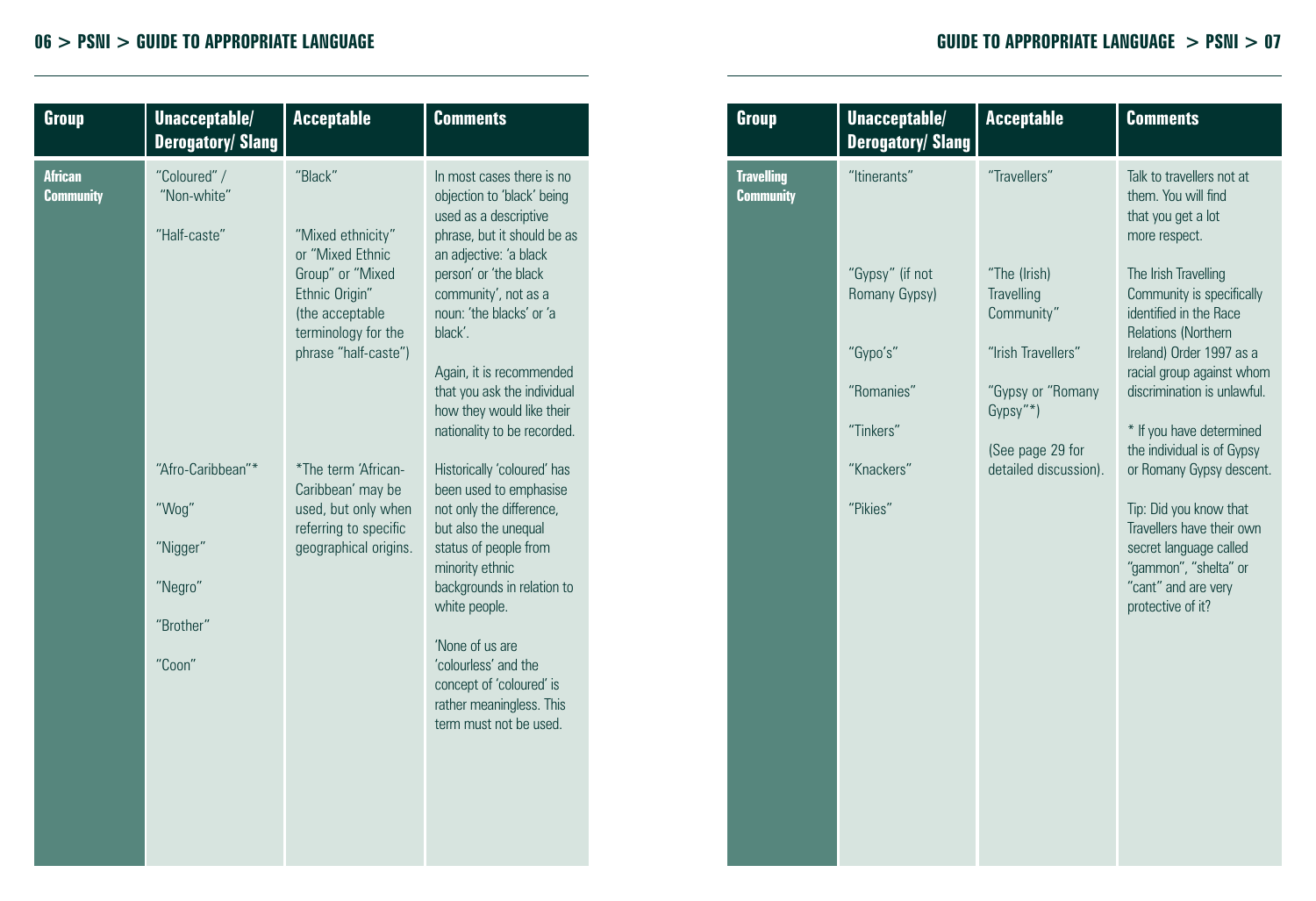| Group | Unacceptable/ Derogatory/ Slang | Acceptable | Comments |
| --- | --- | --- | --- |
| **African Community** | "Coloured" / "Non-white"<br><br>"Half-caste"<br><br>"Afro-Caribbean"*<br><br>"Wog"<br><br>"Nigger"<br><br>"Negro"<br><br>"Brother"<br><br>"Coon" | "Black"<br><br>"Mixed ethnicity" or "Mixed Ethnic Group" or "Mixed Ethnic Origin" (the acceptable terminology for the phrase "half-caste")<br><br>*The term 'African-Caribbean' may be used, but only when referring to specific geographical origins. | In most cases there is no objection to 'black' being used as a descriptive phrase, but it should be as an adjective: 'a black person' or 'the black community', not as a noun: 'the blacks' or 'a black'.<br><br>Again, it is recommended that you ask the individual how they would like their nationality to be recorded.<br><br>Historically 'coloured' has been used to emphasise not only the difference, but also the unequal status of people from minority ethnic backgrounds in relation to white people.<br><br>'None of us are 'colourless' and the concept of 'coloured' is rather meaningless. This term must not be used. |

| Group | Unacceptable/ Derogatory/ Slang | Acceptable | Comments |
| --- | --- | --- | --- |
| **Travelling Community** | "Itinerants"<br><br>"Gypsy" (if not Romany Gypsy)<br><br>"Gypo's"<br><br>"Romanies"<br><br>"Tinkers"<br><br>"Knackers"<br><br>"Pikies" | "Travellers"<br><br>"The (Irish) Travelling Community"<br><br>"Irish Travellers"<br><br>"Gypsy or "Romany Gypsy"*)<br><br>(See page 29 for detailed discussion). | Talk to travellers not at them. You will find that you get a lot more respect.<br><br>The Irish Travelling Community is specifically identified in the Race Relations (Northern Ireland) Order 1997 as a racial group against whom discrimination is unlawful.<br><br>* If you have determined the individual is of Gypsy or Romany Gypsy descent.<br><br>Tip: Did you know that Travellers have their own secret language called "gammon", "shelta" or "cant" and are very protective of it? |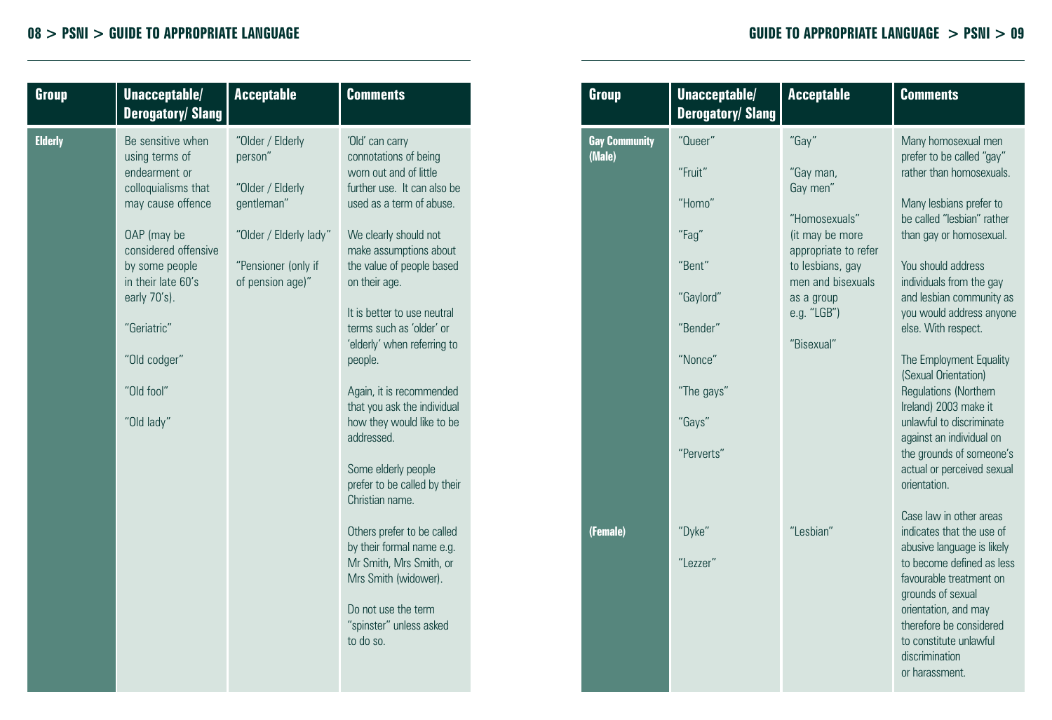| Group | Unacceptable/ Derogatory/ Slang | Acceptable | Comments |
|---|---|---|---|
| Elderly | Be sensitive when using terms of endearment or colloquialisms that may cause offence<br><br>OAP (may be considered offensive by some people in their late 60's early 70's).<br><br>"Geriatric"<br><br>"Old codger"<br><br>"Old fool"<br><br>"Old lady" | "Older / Elderly person"<br><br>"Older / Elderly gentleman"<br><br>"Older / Elderly lady"<br><br>"Pensioner (only if of pension age)" | 'Old' can carry connotations of being worn out and of little further use. It can also be used as a term of abuse.<br><br>We clearly should not make assumptions about the value of people based on their age.<br><br>It is better to use neutral terms such as 'older' or 'elderly' when referring to people.<br><br>Again, it is recommended that you ask the individual how they would like to be addressed.<br><br>Some elderly people prefer to be called by their Christian name.<br><br>Others prefer to be called by their formal name e.g. Mr Smith, Mrs Smith, or Mrs Smith (widower).<br><br>Do not use the term "spinster" unless asked to do so. |

| Group | Unacceptable/ Derogatory/ Slang | Acceptable | Comments |
|---|---|---|---|
| Gay Community (Male) | "Queer"<br><br>"Fruit"<br><br>"Homo"<br><br>"Fag"<br><br>"Bent"<br><br>"Gaylord"<br><br>"Bender"<br><br>"Nonce"<br><br>"The gays"<br><br>"Gays"<br><br>"Perverts" | "Gay"<br><br>"Gay man, Gay men"<br><br>"Homosexuals" (it may be more appropriate to refer to lesbians, gay men and bisexuals as a group e.g. "LGB")<br><br>"Bisexual" | Many homosexual men prefer to be called "gay" rather than homosexuals.<br><br>Many lesbians prefer to be called "lesbian" rather than gay or homosexual.<br><br>You should address individuals from the gay and lesbian community as you would address anyone else. With respect.<br><br>The Employment Equality (Sexual Orientation) Regulations (Northern Ireland) 2003 make it unlawful to discriminate against an individual on the grounds of someone's actual or perceived sexual orientation.<br><br>Case law in other areas indicates that the use of abusive language is likely to become defined as less favourable treatment on grounds of sexual orientation, and may therefore be considered to constitute unlawful discrimination or harassment. |
| (Female) | "Dyke"<br><br>"Lezzer" | "Lesbian" | |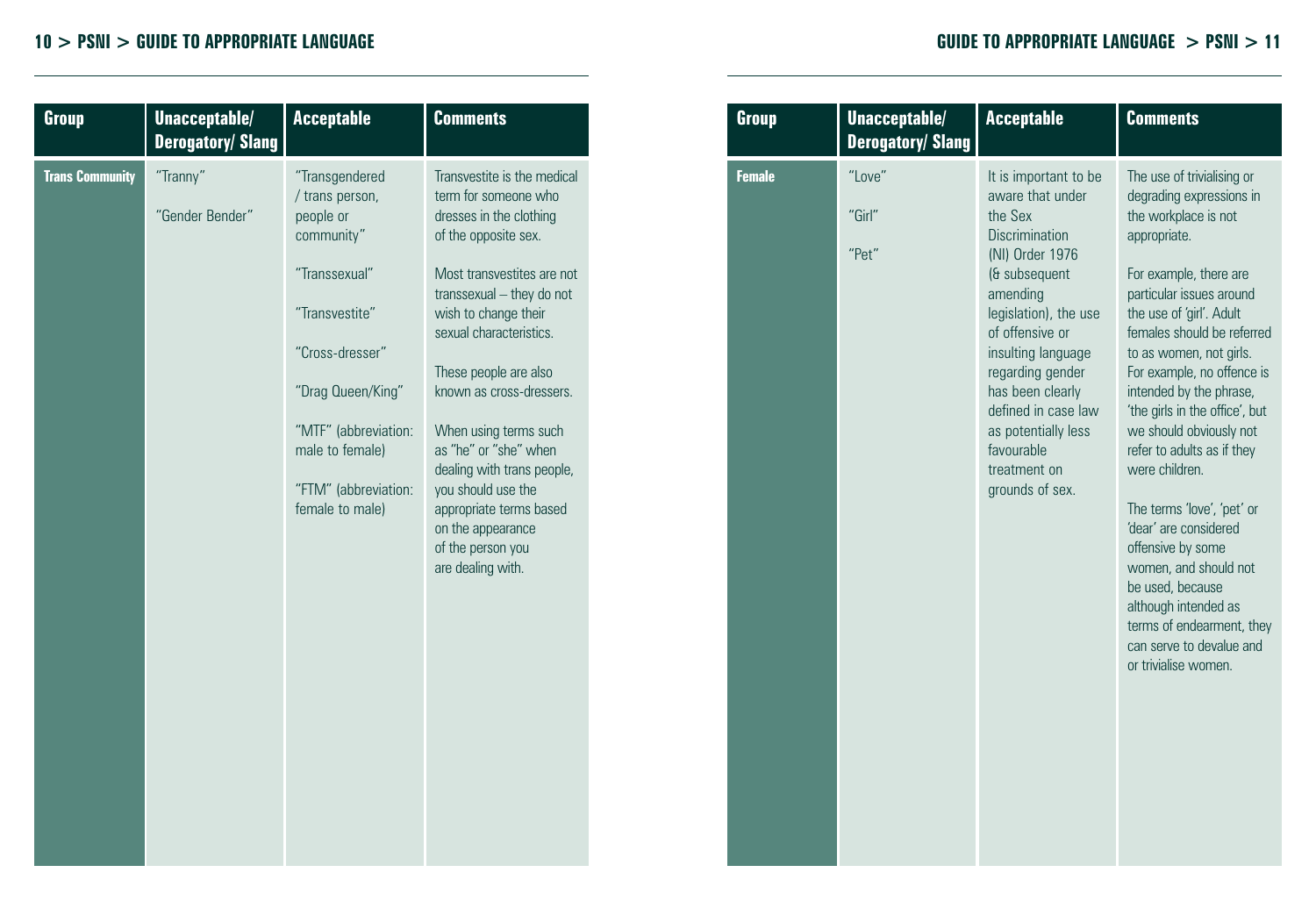| Group | Unacceptable/ Derogatory/ Slang | Acceptable | Comments |
|---|---|---|---|
| **Trans Community** | "Tranny"<br><br>"Gender Bender" | "Transgendered / trans person, people or community"<br><br>"Transsexual"<br><br>"Transvestite"<br><br>"Cross-dresser"<br><br>"Drag Queen/King"<br><br>"MTF" (abbreviation: male to female)<br><br>"FTM" (abbreviation: female to male) | Transvestite is the medical term for someone who dresses in the clothing of the opposite sex.<br><br>Most transvestites are not transsexual – they do not wish to change their sexual characteristics.<br><br>These people are also known as cross-dressers.<br><br>When using terms such as "he" or "she" when dealing with trans people, you should use the appropriate terms based on the appearance of the person you are dealing with. |

| Group | Unacceptable/ Derogatory/ Slang | Acceptable | Comments |
|---|---|---|---|
| **Female** | "Love"<br><br>"Girl"<br><br>"Pet" | It is important to be aware that under the Sex Discrimination (NI) Order 1976 (& subsequent amending legislation), the use of offensive or insulting language regarding gender has been clearly defined in case law as potentially less favourable treatment on grounds of sex. | The use of trivialising or degrading expressions in the workplace is not appropriate.<br><br>For example, there are particular issues around the use of 'girl'. Adult females should be referred to as women, not girls. For example, no offence is intended by the phrase, 'the girls in the office', but we should obviously not refer to adults as if they were children.<br><br>The terms 'love', 'pet' or 'dear' are considered offensive by some women, and should not be used, because although intended as terms of endearment, they can serve to devalue and or trivialise women. |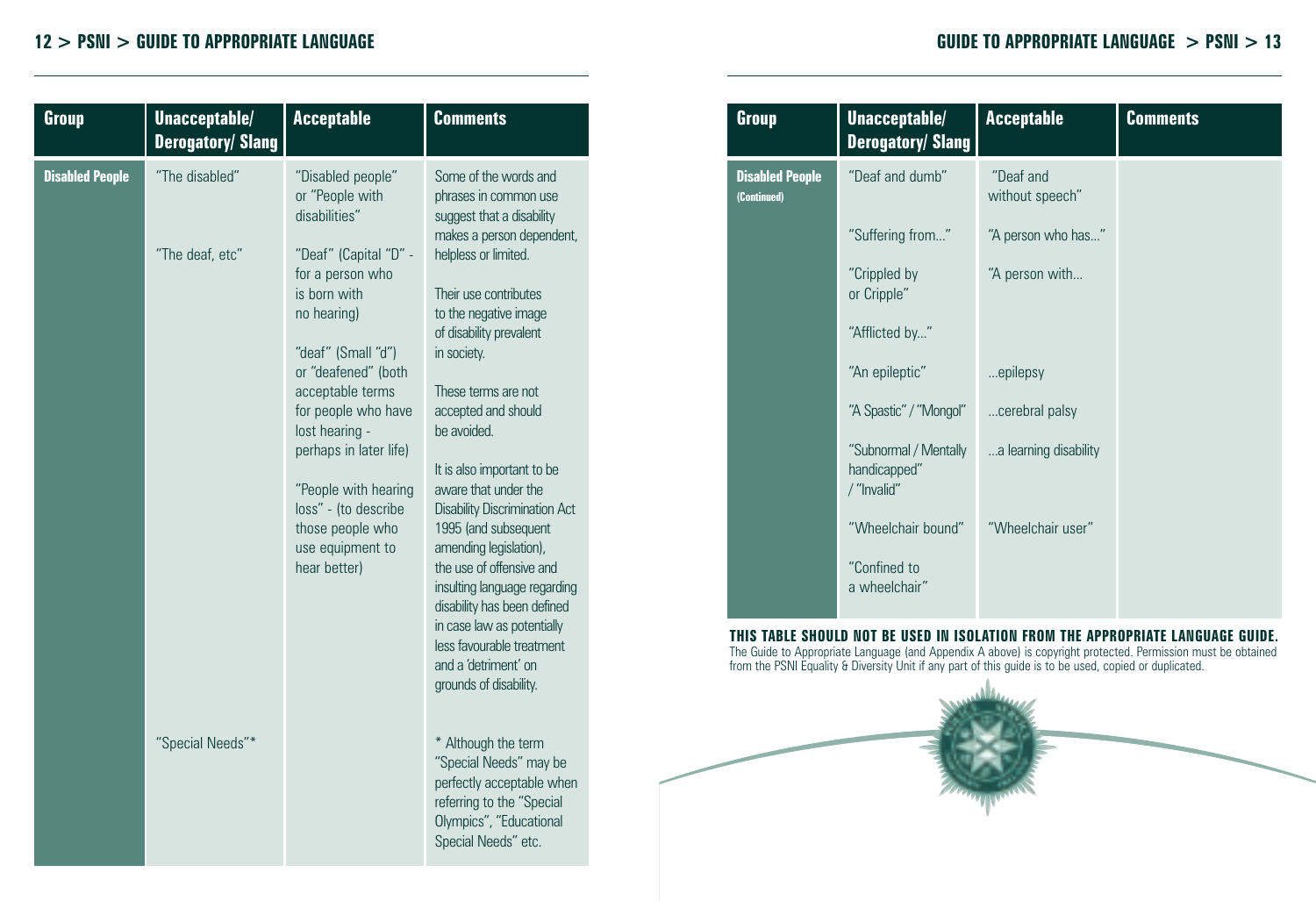| Group | Unacceptable/ Derogatory/ Slang | Acceptable | Comments |
|---|---|---|---|
| Disabled People | "The disabled" | "Disabled people" or "People with disabilities" | Some of the words and phrases in common use suggest that a disability makes a person dependent, helpless or limited. Their use contributes to the negative image of disability prevalent in society. These terms are not accepted and should be avoided. It is also important to be aware that under the Disability Discrimination Act 1995 (and subsequent amending legislation), the use of offensive and insulting language regarding disability has been defined in case law as potentially less favourable treatment and a 'detriment' on grounds of disability. |
| | "The deaf, etc" | "Deaf" (Capital "D" - for a person who is born with no hearing) "deaf" (Small "d") or "deafened" (both acceptable terms for people who have lost hearing - perhaps in later life) "People with hearing loss" - (to describe those people who use equipment to hear better) | |
| | "Special Needs"* | | * Although the term "Special Needs" may be perfectly acceptable when referring to the "Special Olympics", "Educational Special Needs" etc. |

| Group | Unacceptable/ Derogatory/ Slang | Acceptable | Comments |
|---|---|---|---|
| Disabled People (Continued) | "Deaf and dumb" | "Deaf and without speech" | |
| | "Suffering from..." | "A person who has..." | |
| | "Crippled by or Cripple" | "A person with... | |
| | "Afflicted by..." | | |
| | "An epileptic" | ...epilepsy | |
| | "A Spastic" / "Mongol" | ...cerebral palsy | |
| | "Subnormal / Mentally handicapped" / "Invalid" | ...a learning disability | |
| | "Wheelchair bound" | "Wheelchair user" | |
| | "Confined to a wheelchair" | | |

**THIS TABLE SHOULD NOT BE USED IN ISOLATION FROM THE APPROPRIATE LANGUAGE GUIDE.**
The Guide to Appropriate Language (and Appendix A above) is copyright protected. Permission must be obtained from the PSNI Equality & Diversity Unit if any part of this guide is to be used, copied or duplicated.